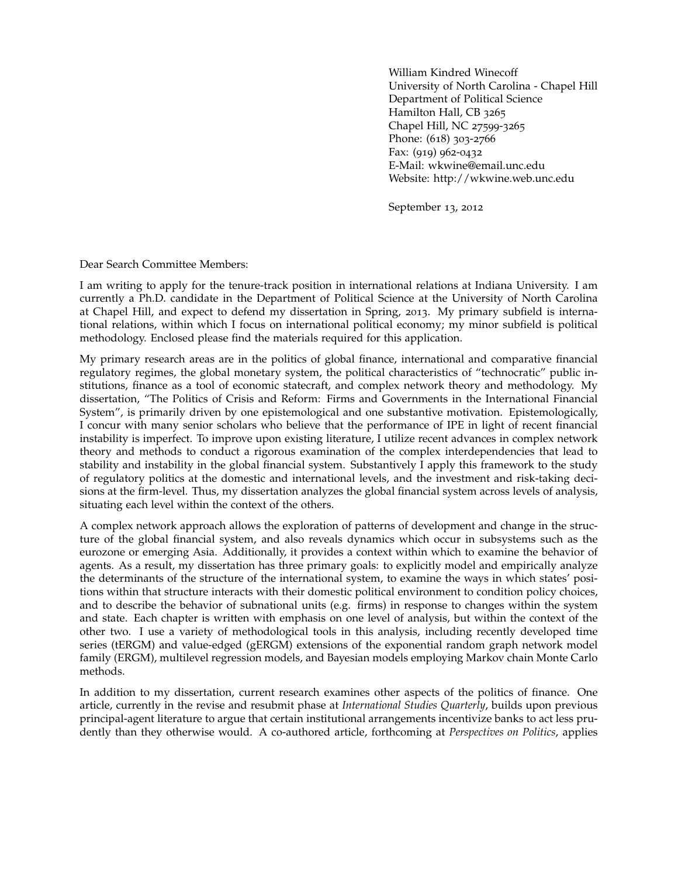William Kindred Winecoff
University of North Carolina - Chapel Hill
Department of Political Science
Hamilton Hall, CB 3265
Chapel Hill, NC 27599-3265
Phone: (618) 303-2766
Fax: (919) 962-0432
E-Mail: wkwine@email.unc.edu
Website: http://wkwine.web.unc.edu

September 13, 2012

Dear Search Committee Members:

I am writing to apply for the tenure-track position in international relations at Indiana University. I am currently a Ph.D. candidate in the Department of Political Science at the University of North Carolina at Chapel Hill, and expect to defend my dissertation in Spring, 2013. My primary subfield is international relations, within which I focus on international political economy; my minor subfield is political methodology. Enclosed please find the materials required for this application.

My primary research areas are in the politics of global finance, international and comparative financial regulatory regimes, the global monetary system, the political characteristics of "technocratic" public institutions, finance as a tool of economic statecraft, and complex network theory and methodology. My dissertation, "The Politics of Crisis and Reform: Firms and Governments in the International Financial System", is primarily driven by one epistemological and one substantive motivation. Epistemologically, I concur with many senior scholars who believe that the performance of IPE in light of recent financial instability is imperfect. To improve upon existing literature, I utilize recent advances in complex network theory and methods to conduct a rigorous examination of the complex interdependencies that lead to stability and instability in the global financial system. Substantively I apply this framework to the study of regulatory politics at the domestic and international levels, and the investment and risk-taking decisions at the firm-level. Thus, my dissertation analyzes the global financial system across levels of analysis, situating each level within the context of the others.

A complex network approach allows the exploration of patterns of development and change in the structure of the global financial system, and also reveals dynamics which occur in subsystems such as the eurozone or emerging Asia. Additionally, it provides a context within which to examine the behavior of agents. As a result, my dissertation has three primary goals: to explicitly model and empirically analyze the determinants of the structure of the international system, to examine the ways in which states' positions within that structure interacts with their domestic political environment to condition policy choices, and to describe the behavior of subnational units (e.g. firms) in response to changes within the system and state. Each chapter is written with emphasis on one level of analysis, but within the context of the other two. I use a variety of methodological tools in this analysis, including recently developed time series (tERGM) and value-edged (gERGM) extensions of the exponential random graph network model family (ERGM), multilevel regression models, and Bayesian models employing Markov chain Monte Carlo methods.

In addition to my dissertation, current research examines other aspects of the politics of finance. One article, currently in the revise and resubmit phase at *International Studies Quarterly*, builds upon previous principal-agent literature to argue that certain institutional arrangements incentivize banks to act less prudently than they otherwise would. A co-authored article, forthcoming at *Perspectives on Politics*, applies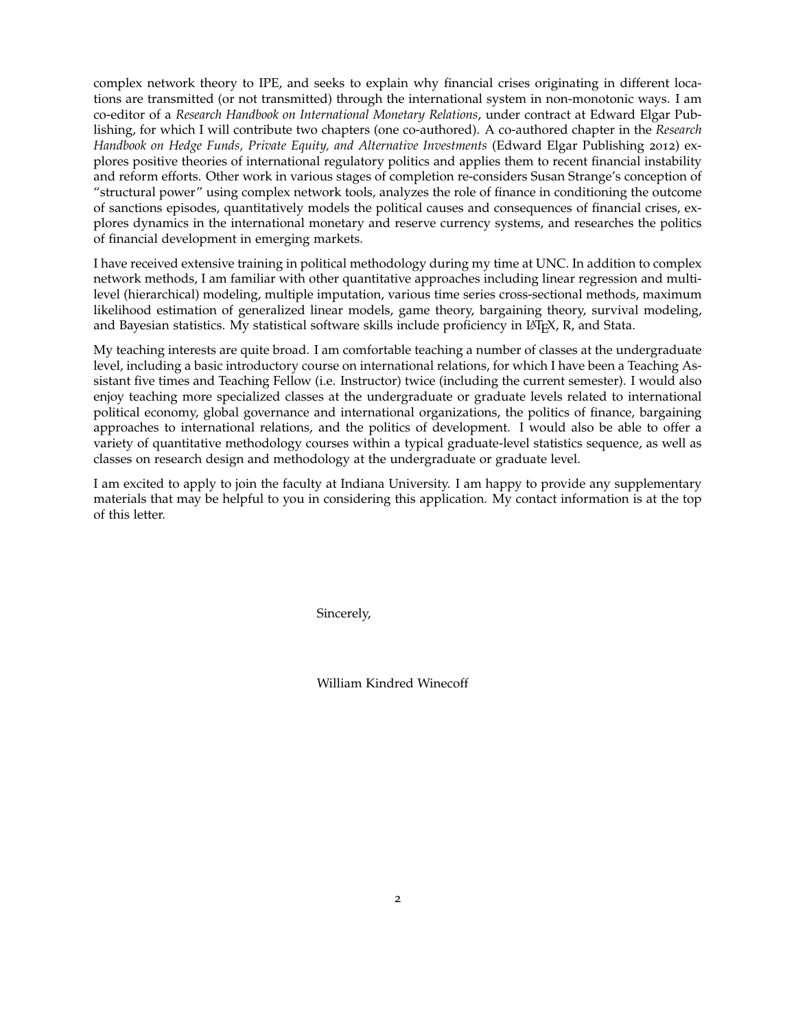complex network theory to IPE, and seeks to explain why financial crises originating in different locations are transmitted (or not transmitted) through the international system in non-monotonic ways. I am co-editor of a *Research Handbook on International Monetary Relations*, under contract at Edward Elgar Publishing, for which I will contribute two chapters (one co-authored). A co-authored chapter in the *Research Handbook on Hedge Funds, Private Equity, and Alternative Investments* (Edward Elgar Publishing 2012) explores positive theories of international regulatory politics and applies them to recent financial instability and reform efforts. Other work in various stages of completion re-considers Susan Strange's conception of "structural power" using complex network tools, analyzes the role of finance in conditioning the outcome of sanctions episodes, quantitatively models the political causes and consequences of financial crises, explores dynamics in the international monetary and reserve currency systems, and researches the politics of financial development in emerging markets.

I have received extensive training in political methodology during my time at UNC. In addition to complex network methods, I am familiar with other quantitative approaches including linear regression and multilevel (hierarchical) modeling, multiple imputation, various time series cross-sectional methods, maximum likelihood estimation of generalized linear models, game theory, bargaining theory, survival modeling, and Bayesian statistics. My statistical software skills include proficiency in LaTeX, R, and Stata.

My teaching interests are quite broad. I am comfortable teaching a number of classes at the undergraduate level, including a basic introductory course on international relations, for which I have been a Teaching Assistant five times and Teaching Fellow (i.e. Instructor) twice (including the current semester). I would also enjoy teaching more specialized classes at the undergraduate or graduate levels related to international political economy, global governance and international organizations, the politics of finance, bargaining approaches to international relations, and the politics of development. I would also be able to offer a variety of quantitative methodology courses within a typical graduate-level statistics sequence, as well as classes on research design and methodology at the undergraduate or graduate level.

I am excited to apply to join the faculty at Indiana University. I am happy to provide any supplementary materials that may be helpful to you in considering this application. My contact information is at the top of this letter.

Sincerely,

William Kindred Winecoff